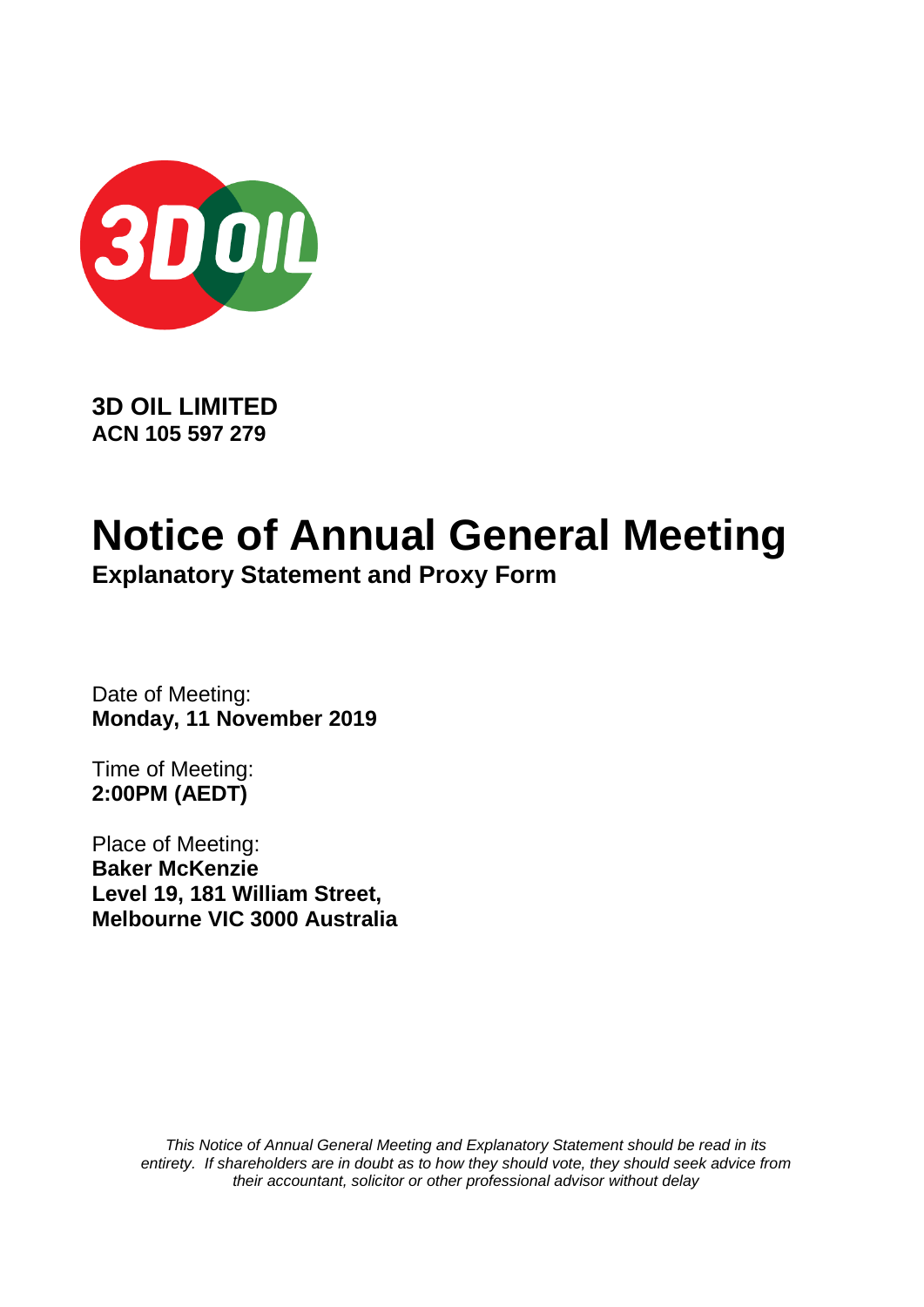**3D OIL LIMITED**
**ACN 105 597 279**

# Notice of Annual General Meeting

## Explanatory Statement and Proxy Form

Date of Meeting:
**Monday, 11 November 2019**

Time of Meeting:
**2:00PM (AEDT)**

Place of Meeting:
**Baker McKenzie**
**Level 19, 181 William Street,**
**Melbourne VIC 3000 Australia**

*This Notice of Annual General Meeting and Explanatory Statement should be read in its entirety. If shareholders are in doubt as to how they should vote, they should seek advice from their accountant, solicitor or other professional advisor without delay*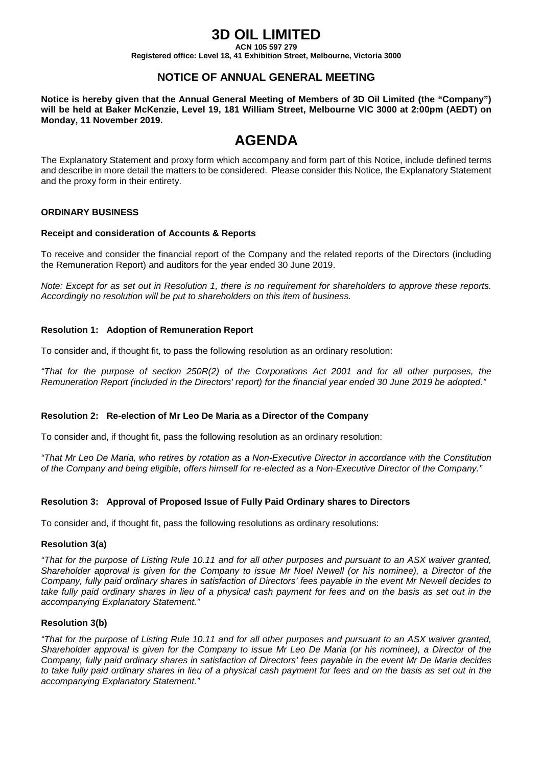# 3D OIL LIMITED

**ACN 105 597 279**

**Registered office: Level 18, 41 Exhibition Street, Melbourne, Victoria 3000**

## NOTICE OF ANNUAL GENERAL MEETING

**Notice is hereby given that the Annual General Meeting of Members of 3D Oil Limited (the "Company") will be held at Baker McKenzie, Level 19, 181 William Street, Melbourne VIC 3000 at 2:00pm (AEDT) on Monday, 11 November 2019.**

# AGENDA

The Explanatory Statement and proxy form which accompany and form part of this Notice, include defined terms and describe in more detail the matters to be considered. Please consider this Notice, the Explanatory Statement and the proxy form in their entirety.

### ORDINARY BUSINESS

**Receipt and consideration of Accounts & Reports**

To receive and consider the financial report of the Company and the related reports of the Directors (including the Remuneration Report) and auditors for the year ended 30 June 2019.

*Note: Except for as set out in Resolution 1, there is no requirement for shareholders to approve these reports. Accordingly no resolution will be put to shareholders on this item of business.*

**Resolution 1: Adoption of Remuneration Report**

To consider and, if thought fit, to pass the following resolution as an ordinary resolution:

*"That for the purpose of section 250R(2) of the Corporations Act 2001 and for all other purposes, the Remuneration Report (included in the Directors' report) for the financial year ended 30 June 2019 be adopted."*

**Resolution 2: Re-election of Mr Leo De Maria as a Director of the Company**

To consider and, if thought fit, pass the following resolution as an ordinary resolution:

*"That Mr Leo De Maria, who retires by rotation as a Non-Executive Director in accordance with the Constitution of the Company and being eligible, offers himself for re-elected as a Non-Executive Director of the Company."*

**Resolution 3: Approval of Proposed Issue of Fully Paid Ordinary shares to Directors**

To consider and, if thought fit, pass the following resolutions as ordinary resolutions:

**Resolution 3(a)**

*"That for the purpose of Listing Rule 10.11 and for all other purposes and pursuant to an ASX waiver granted, Shareholder approval is given for the Company to issue Mr Noel Newell (or his nominee), a Director of the Company, fully paid ordinary shares in satisfaction of Directors' fees payable in the event Mr Newell decides to take fully paid ordinary shares in lieu of a physical cash payment for fees and on the basis as set out in the accompanying Explanatory Statement."*

**Resolution 3(b)**

*"That for the purpose of Listing Rule 10.11 and for all other purposes and pursuant to an ASX waiver granted, Shareholder approval is given for the Company to issue Mr Leo De Maria (or his nominee), a Director of the Company, fully paid ordinary shares in satisfaction of Directors' fees payable in the event Mr De Maria decides to take fully paid ordinary shares in lieu of a physical cash payment for fees and on the basis as set out in the accompanying Explanatory Statement."*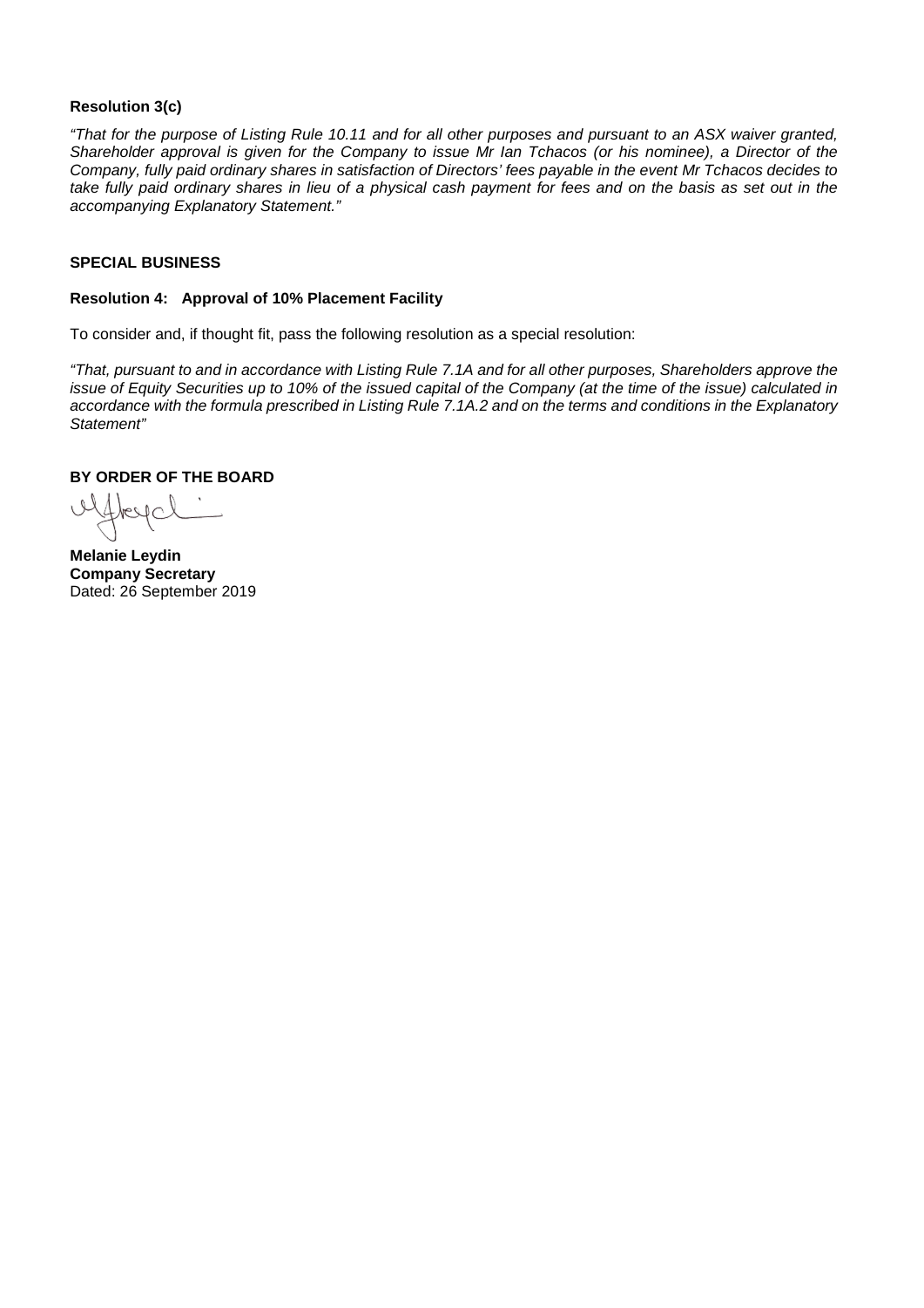**Resolution 3(c)**

*"That for the purpose of Listing Rule 10.11 and for all other purposes and pursuant to an ASX waiver granted, Shareholder approval is given for the Company to issue Mr Ian Tchacos (or his nominee), a Director of the Company, fully paid ordinary shares in satisfaction of Directors' fees payable in the event Mr Tchacos decides to take fully paid ordinary shares in lieu of a physical cash payment for fees and on the basis as set out in the accompanying Explanatory Statement."*

**SPECIAL BUSINESS**

**Resolution 4: Approval of 10% Placement Facility**

To consider and, if thought fit, pass the following resolution as a special resolution:

*"That, pursuant to and in accordance with Listing Rule 7.1A and for all other purposes, Shareholders approve the issue of Equity Securities up to 10% of the issued capital of the Company (at the time of the issue) calculated in accordance with the formula prescribed in Listing Rule 7.1A.2 and on the terms and conditions in the Explanatory Statement"*

**BY ORDER OF THE BOARD**

**Melanie Leydin**
**Company Secretary**
Dated: 26 September 2019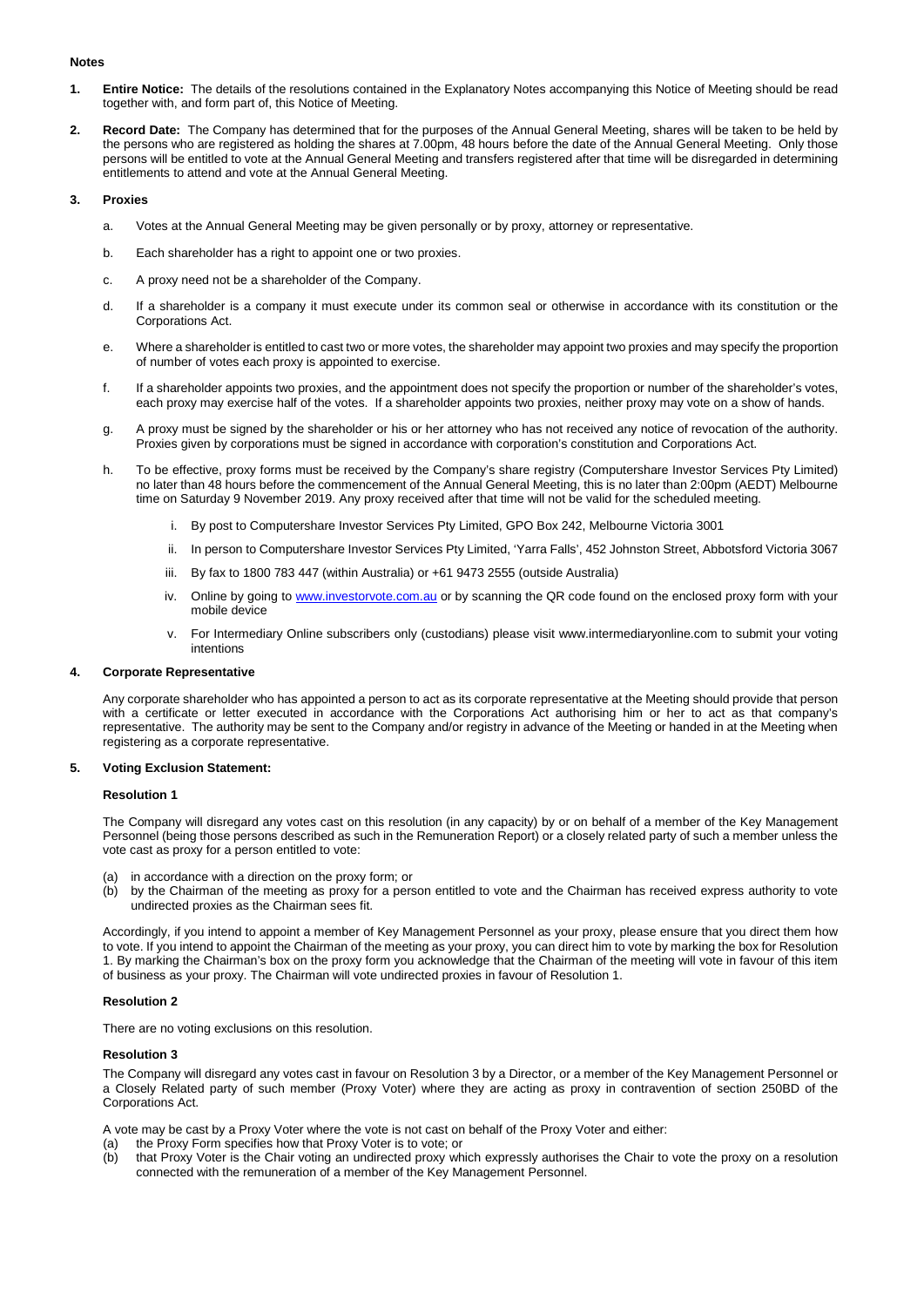**Notes**

1. **Entire Notice:** The details of the resolutions contained in the Explanatory Notes accompanying this Notice of Meeting should be read together with, and form part of, this Notice of Meeting.

2. **Record Date:** The Company has determined that for the purposes of the Annual General Meeting, shares will be taken to be held by the persons who are registered as holding the shares at 7.00pm, 48 hours before the date of the Annual General Meeting. Only those persons will be entitled to vote at the Annual General Meeting and transfers registered after that time will be disregarded in determining entitlements to attend and vote at the Annual General Meeting.

3. **Proxies**

   a. Votes at the Annual General Meeting may be given personally or by proxy, attorney or representative.

   b. Each shareholder has a right to appoint one or two proxies.

   c. A proxy need not be a shareholder of the Company.

   d. If a shareholder is a company it must execute under its common seal or otherwise in accordance with its constitution or the Corporations Act.

   e. Where a shareholder is entitled to cast two or more votes, the shareholder may appoint two proxies and may specify the proportion of number of votes each proxy is appointed to exercise.

   f. If a shareholder appoints two proxies, and the appointment does not specify the proportion or number of the shareholder's votes, each proxy may exercise half of the votes. If a shareholder appoints two proxies, neither proxy may vote on a show of hands.

   g. A proxy must be signed by the shareholder or his or her attorney who has not received any notice of revocation of the authority. Proxies given by corporations must be signed in accordance with corporation's constitution and Corporations Act.

   h. To be effective, proxy forms must be received by the Company's share registry (Computershare Investor Services Pty Limited) no later than 48 hours before the commencement of the Annual General Meeting, this is no later than 2:00pm (AEDT) Melbourne time on Saturday 9 November 2019. Any proxy received after that time will not be valid for the scheduled meeting.

      i. By post to Computershare Investor Services Pty Limited, GPO Box 242, Melbourne Victoria 3001

      ii. In person to Computershare Investor Services Pty Limited, 'Yarra Falls', 452 Johnston Street, Abbotsford Victoria 3067

      iii. By fax to 1800 783 447 (within Australia) or +61 9473 2555 (outside Australia)

      iv. Online by going to www.investorvote.com.au or by scanning the QR code found on the enclosed proxy form with your mobile device

      v. For Intermediary Online subscribers only (custodians) please visit www.intermediaryonline.com to submit your voting intentions

4. **Corporate Representative**

   Any corporate shareholder who has appointed a person to act as its corporate representative at the Meeting should provide that person with a certificate or letter executed in accordance with the Corporations Act authorising him or her to act as that company's representative. The authority may be sent to the Company and/or registry in advance of the Meeting or handed in at the Meeting when registering as a corporate representative.

5. **Voting Exclusion Statement:**

   **Resolution 1**

   The Company will disregard any votes cast on this resolution (in any capacity) by or on behalf of a member of the Key Management Personnel (being those persons described as such in the Remuneration Report) or a closely related party of such a member unless the vote cast as proxy for a person entitled to vote:

   (a) in accordance with a direction on the proxy form; or
   (b) by the Chairman of the meeting as proxy for a person entitled to vote and the Chairman has received express authority to vote undirected proxies as the Chairman sees fit.

   Accordingly, if you intend to appoint a member of Key Management Personnel as your proxy, please ensure that you direct them how to vote. If you intend to appoint the Chairman of the meeting as your proxy, you can direct him to vote by marking the box for Resolution 1. By marking the Chairman's box on the proxy form you acknowledge that the Chairman of the meeting will vote in favour of this item of business as your proxy. The Chairman will vote undirected proxies in favour of Resolution 1.

   **Resolution 2**

   There are no voting exclusions on this resolution.

   **Resolution 3**

   The Company will disregard any votes cast in favour on Resolution 3 by a Director, or a member of the Key Management Personnel or a Closely Related party of such member (Proxy Voter) where they are acting as proxy in contravention of section 250BD of the Corporations Act.

   A vote may be cast by a Proxy Voter where the vote is not cast on behalf of the Proxy Voter and either:
   (a) the Proxy Form specifies how that Proxy Voter is to vote; or
   (b) that Proxy Voter is the Chair voting an undirected proxy which expressly authorises the Chair to vote the proxy on a resolution connected with the remuneration of a member of the Key Management Personnel.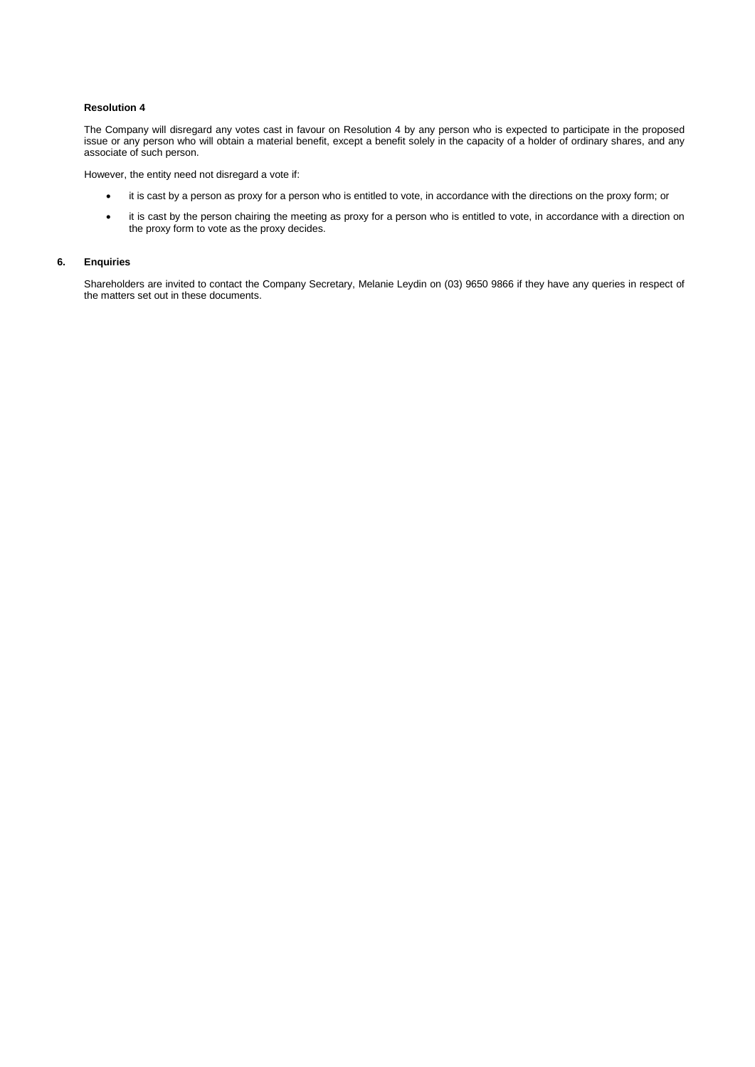**Resolution 4**

The Company will disregard any votes cast in favour on Resolution 4 by any person who is expected to participate in the proposed issue or any person who will obtain a material benefit, except a benefit solely in the capacity of a holder of ordinary shares, and any associate of such person.

However, the entity need not disregard a vote if:

- it is cast by a person as proxy for a person who is entitled to vote, in accordance with the directions on the proxy form; or
- it is cast by the person chairing the meeting as proxy for a person who is entitled to vote, in accordance with a direction on the proxy form to vote as the proxy decides.

## 6. Enquiries

Shareholders are invited to contact the Company Secretary, Melanie Leydin on (03) 9650 9866 if they have any queries in respect of the matters set out in these documents.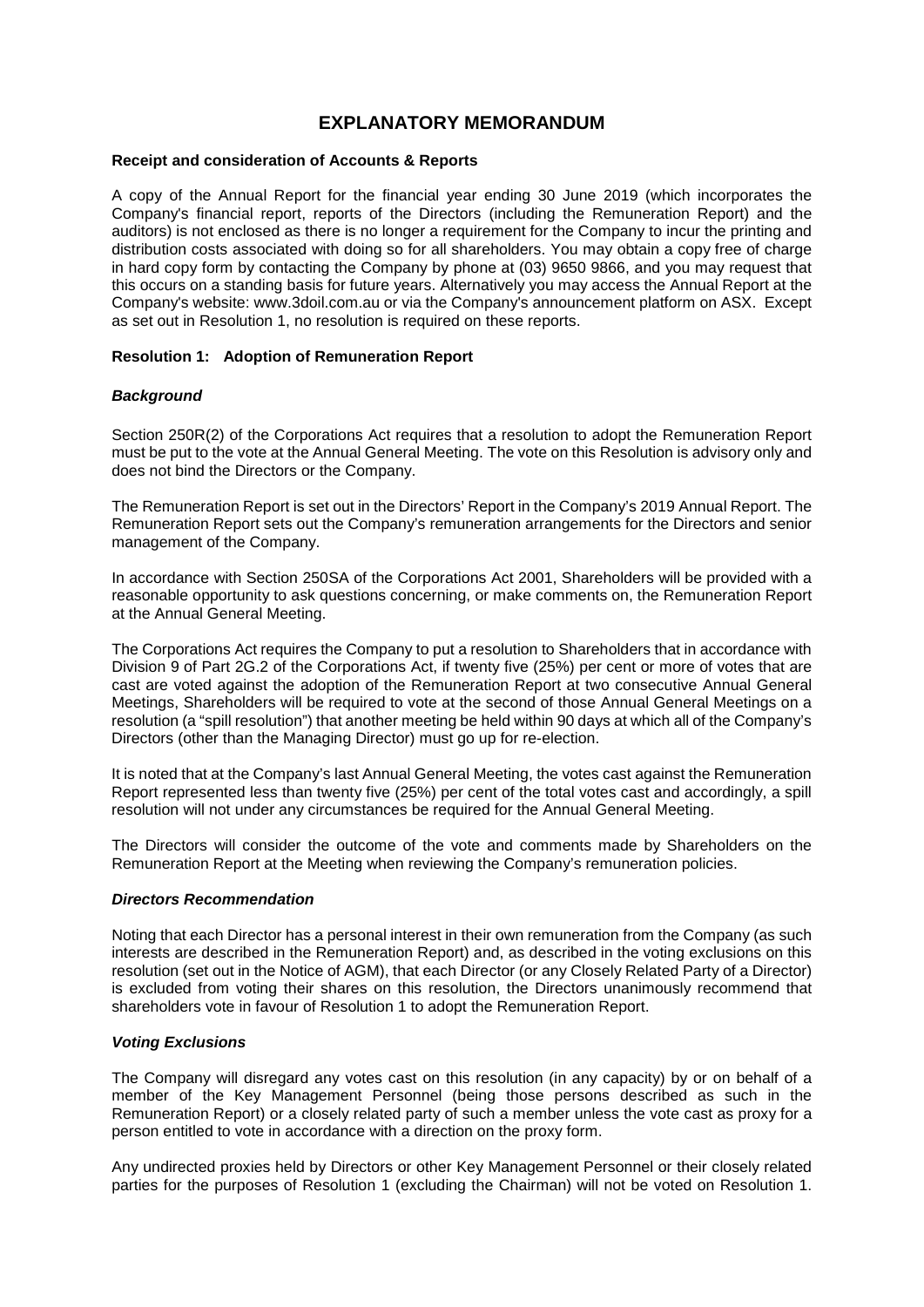# EXPLANATORY MEMORANDUM

**Receipt and consideration of Accounts & Reports**

A copy of the Annual Report for the financial year ending 30 June 2019 (which incorporates the Company's financial report, reports of the Directors (including the Remuneration Report) and the auditors) is not enclosed as there is no longer a requirement for the Company to incur the printing and distribution costs associated with doing so for all shareholders. You may obtain a copy free of charge in hard copy form by contacting the Company by phone at (03) 9650 9866, and you may request that this occurs on a standing basis for future years. Alternatively you may access the Annual Report at the Company's website: www.3doil.com.au or via the Company's announcement platform on ASX. Except as set out in Resolution 1, no resolution is required on these reports.

**Resolution 1: Adoption of Remuneration Report**

***Background***

Section 250R(2) of the Corporations Act requires that a resolution to adopt the Remuneration Report must be put to the vote at the Annual General Meeting. The vote on this Resolution is advisory only and does not bind the Directors or the Company.

The Remuneration Report is set out in the Directors' Report in the Company's 2019 Annual Report. The Remuneration Report sets out the Company's remuneration arrangements for the Directors and senior management of the Company.

In accordance with Section 250SA of the Corporations Act 2001, Shareholders will be provided with a reasonable opportunity to ask questions concerning, or make comments on, the Remuneration Report at the Annual General Meeting.

The Corporations Act requires the Company to put a resolution to Shareholders that in accordance with Division 9 of Part 2G.2 of the Corporations Act, if twenty five (25%) per cent or more of votes that are cast are voted against the adoption of the Remuneration Report at two consecutive Annual General Meetings, Shareholders will be required to vote at the second of those Annual General Meetings on a resolution (a "spill resolution") that another meeting be held within 90 days at which all of the Company's Directors (other than the Managing Director) must go up for re-election.

It is noted that at the Company's last Annual General Meeting, the votes cast against the Remuneration Report represented less than twenty five (25%) per cent of the total votes cast and accordingly, a spill resolution will not under any circumstances be required for the Annual General Meeting.

The Directors will consider the outcome of the vote and comments made by Shareholders on the Remuneration Report at the Meeting when reviewing the Company's remuneration policies.

***Directors Recommendation***

Noting that each Director has a personal interest in their own remuneration from the Company (as such interests are described in the Remuneration Report) and, as described in the voting exclusions on this resolution (set out in the Notice of AGM), that each Director (or any Closely Related Party of a Director) is excluded from voting their shares on this resolution, the Directors unanimously recommend that shareholders vote in favour of Resolution 1 to adopt the Remuneration Report.

***Voting Exclusions***

The Company will disregard any votes cast on this resolution (in any capacity) by or on behalf of a member of the Key Management Personnel (being those persons described as such in the Remuneration Report) or a closely related party of such a member unless the vote cast as proxy for a person entitled to vote in accordance with a direction on the proxy form.

Any undirected proxies held by Directors or other Key Management Personnel or their closely related parties for the purposes of Resolution 1 (excluding the Chairman) will not be voted on Resolution 1.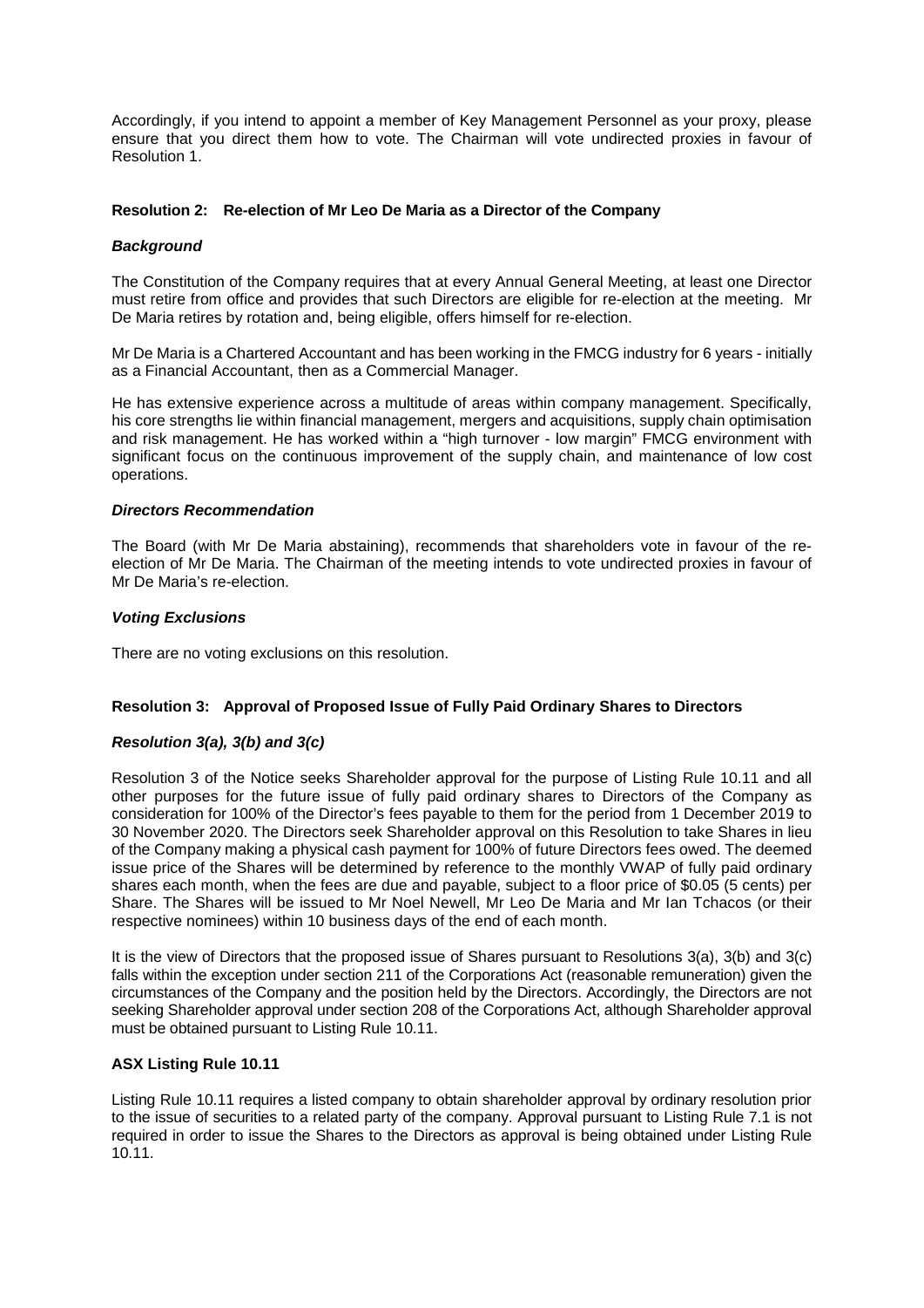Accordingly, if you intend to appoint a member of Key Management Personnel as your proxy, please ensure that you direct them how to vote. The Chairman will vote undirected proxies in favour of Resolution 1.

### Resolution 2: Re-election of Mr Leo De Maria as a Director of the Company

***Background***

The Constitution of the Company requires that at every Annual General Meeting, at least one Director must retire from office and provides that such Directors are eligible for re-election at the meeting. Mr De Maria retires by rotation and, being eligible, offers himself for re-election.

Mr De Maria is a Chartered Accountant and has been working in the FMCG industry for 6 years - initially as a Financial Accountant, then as a Commercial Manager.

He has extensive experience across a multitude of areas within company management. Specifically, his core strengths lie within financial management, mergers and acquisitions, supply chain optimisation and risk management. He has worked within a "high turnover - low margin" FMCG environment with significant focus on the continuous improvement of the supply chain, and maintenance of low cost operations.

***Directors Recommendation***

The Board (with Mr De Maria abstaining), recommends that shareholders vote in favour of the re-election of Mr De Maria. The Chairman of the meeting intends to vote undirected proxies in favour of Mr De Maria's re-election.

***Voting Exclusions***

There are no voting exclusions on this resolution.

### Resolution 3: Approval of Proposed Issue of Fully Paid Ordinary Shares to Directors

***Resolution 3(a), 3(b) and 3(c)***

Resolution 3 of the Notice seeks Shareholder approval for the purpose of Listing Rule 10.11 and all other purposes for the future issue of fully paid ordinary shares to Directors of the Company as consideration for 100% of the Director's fees payable to them for the period from 1 December 2019 to 30 November 2020. The Directors seek Shareholder approval on this Resolution to take Shares in lieu of the Company making a physical cash payment for 100% of future Directors fees owed. The deemed issue price of the Shares will be determined by reference to the monthly VWAP of fully paid ordinary shares each month, when the fees are due and payable, subject to a floor price of $0.05 (5 cents) per Share. The Shares will be issued to Mr Noel Newell, Mr Leo De Maria and Mr Ian Tchacos (or their respective nominees) within 10 business days of the end of each month.

It is the view of Directors that the proposed issue of Shares pursuant to Resolutions 3(a), 3(b) and 3(c) falls within the exception under section 211 of the Corporations Act (reasonable remuneration) given the circumstances of the Company and the position held by the Directors. Accordingly, the Directors are not seeking Shareholder approval under section 208 of the Corporations Act, although Shareholder approval must be obtained pursuant to Listing Rule 10.11.

### ASX Listing Rule 10.11

Listing Rule 10.11 requires a listed company to obtain shareholder approval by ordinary resolution prior to the issue of securities to a related party of the company. Approval pursuant to Listing Rule 7.1 is not required in order to issue the Shares to the Directors as approval is being obtained under Listing Rule 10.11.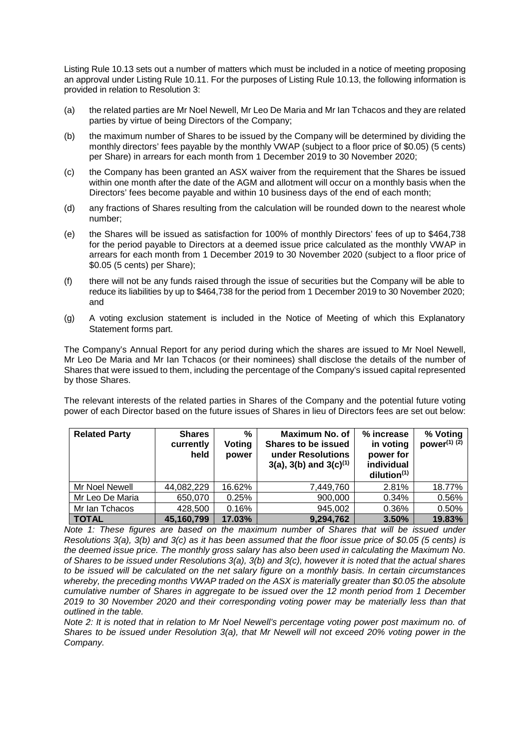Listing Rule 10.13 sets out a number of matters which must be included in a notice of meeting proposing an approval under Listing Rule 10.11. For the purposes of Listing Rule 10.13, the following information is provided in relation to Resolution 3:

(a) the related parties are Mr Noel Newell, Mr Leo De Maria and Mr Ian Tchacos and they are related parties by virtue of being Directors of the Company;

(b) the maximum number of Shares to be issued by the Company will be determined by dividing the monthly directors' fees payable by the monthly VWAP (subject to a floor price of $0.05) (5 cents) per Share) in arrears for each month from 1 December 2019 to 30 November 2020;

(c) the Company has been granted an ASX waiver from the requirement that the Shares be issued within one month after the date of the AGM and allotment will occur on a monthly basis when the Directors' fees become payable and within 10 business days of the end of each month;

(d) any fractions of Shares resulting from the calculation will be rounded down to the nearest whole number;

(e) the Shares will be issued as satisfaction for 100% of monthly Directors' fees of up to $464,738 for the period payable to Directors at a deemed issue price calculated as the monthly VWAP in arrears for each month from 1 December 2019 to 30 November 2020 (subject to a floor price of $0.05 (5 cents) per Share);

(f) there will not be any funds raised through the issue of securities but the Company will be able to reduce its liabilities by up to $464,738 for the period from 1 December 2019 to 30 November 2020; and

(g) A voting exclusion statement is included in the Notice of Meeting of which this Explanatory Statement forms part.

The Company's Annual Report for any period during which the shares are issued to Mr Noel Newell, Mr Leo De Maria and Mr Ian Tchacos (or their nominees) shall disclose the details of the number of Shares that were issued to them, including the percentage of the Company's issued capital represented by those Shares.

The relevant interests of the related parties in Shares of the Company and the potential future voting power of each Director based on the future issues of Shares in lieu of Directors fees are set out below:

| Related Party | Shares currently held | % Voting power | Maximum No. of Shares to be issued under Resolutions 3(a), 3(b) and 3(c)[1] | % increase in voting power for individual dilution[1] | % Voting power[1] [2] |
|---|---|---|---|---|---|
| Mr Noel Newell | 44,082,229 | 16.62% | 7,449,760 | 2.81% | 18.77% |
| Mr Leo De Maria | 650,070 | 0.25% | 900,000 | 0.34% | 0.56% |
| Mr Ian Tchacos | 428,500 | 0.16% | 945,002 | 0.36% | 0.50% |
| **TOTAL** | **45,160,799** | **17.03%** | **9,294,762** | **3.50%** | **19.83%** |

*Note 1: These figures are based on the maximum number of Shares that will be issued under Resolutions 3(a), 3(b) and 3(c) as it has been assumed that the floor issue price of $0.05 (5 cents) is the deemed issue price. The monthly gross salary has also been used in calculating the Maximum No. of Shares to be issued under Resolutions 3(a), 3(b) and 3(c), however it is noted that the actual shares to be issued will be calculated on the net salary figure on a monthly basis. In certain circumstances whereby, the preceding months VWAP traded on the ASX is materially greater than $0.05 the absolute cumulative number of Shares in aggregate to be issued over the 12 month period from 1 December 2019 to 30 November 2020 and their corresponding voting power may be materially less than that outlined in the table.*

*Note 2: It is noted that in relation to Mr Noel Newell's percentage voting power post maximum no. of Shares to be issued under Resolution 3(a), that Mr Newell will not exceed 20% voting power in the Company.*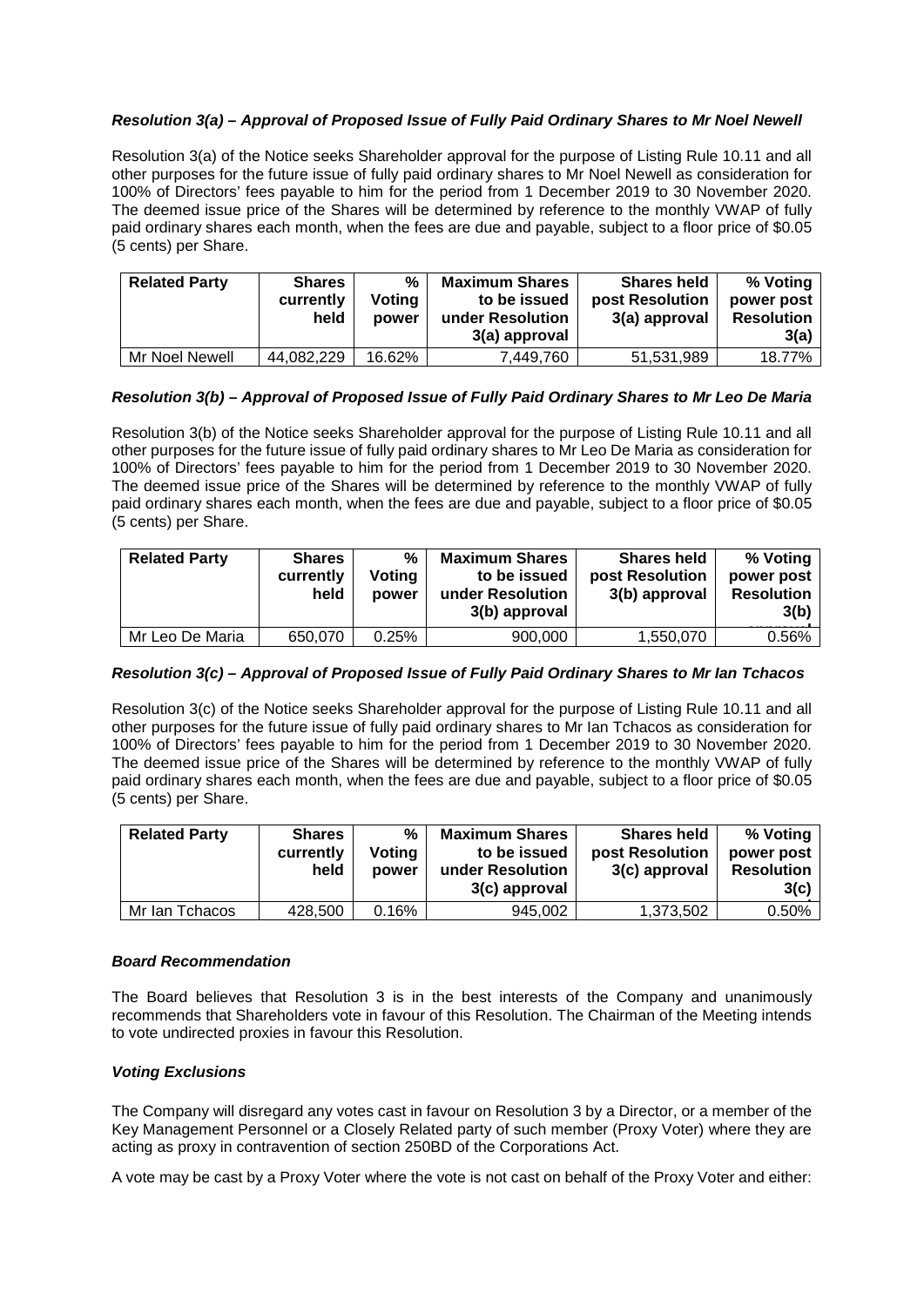***Resolution 3(a) – Approval of Proposed Issue of Fully Paid Ordinary Shares to Mr Noel Newell***

Resolution 3(a) of the Notice seeks Shareholder approval for the purpose of Listing Rule 10.11 and all other purposes for the future issue of fully paid ordinary shares to Mr Noel Newell as consideration for 100% of Directors' fees payable to him for the period from 1 December 2019 to 30 November 2020. The deemed issue price of the Shares will be determined by reference to the monthly VWAP of fully paid ordinary shares each month, when the fees are due and payable, subject to a floor price of $0.05 (5 cents) per Share.

| Related Party | Shares currently held | % Voting power | Maximum Shares to be issued under Resolution 3(a) approval | Shares held post Resolution 3(a) approval | % Voting power post Resolution 3(a) |
|---|---|---|---|---|---|
| Mr Noel Newell | 44,082,229 | 16.62% | 7,449,760 | 51,531,989 | 18.77% |

***Resolution 3(b) – Approval of Proposed Issue of Fully Paid Ordinary Shares to Mr Leo De Maria***

Resolution 3(b) of the Notice seeks Shareholder approval for the purpose of Listing Rule 10.11 and all other purposes for the future issue of fully paid ordinary shares to Mr Leo De Maria as consideration for 100% of Directors' fees payable to him for the period from 1 December 2019 to 30 November 2020. The deemed issue price of the Shares will be determined by reference to the monthly VWAP of fully paid ordinary shares each month, when the fees are due and payable, subject to a floor price of $0.05 (5 cents) per Share.

| Related Party | Shares currently held | % Voting power | Maximum Shares to be issued under Resolution 3(b) approval | Shares held post Resolution 3(b) approval | % Voting power post Resolution 3(b) |
|---|---|---|---|---|---|
| Mr Leo De Maria | 650,070 | 0.25% | 900,000 | 1,550,070 | 0.56% |

***Resolution 3(c) – Approval of Proposed Issue of Fully Paid Ordinary Shares to Mr Ian Tchacos***

Resolution 3(c) of the Notice seeks Shareholder approval for the purpose of Listing Rule 10.11 and all other purposes for the future issue of fully paid ordinary shares to Mr Ian Tchacos as consideration for 100% of Directors' fees payable to him for the period from 1 December 2019 to 30 November 2020. The deemed issue price of the Shares will be determined by reference to the monthly VWAP of fully paid ordinary shares each month, when the fees are due and payable, subject to a floor price of $0.05 (5 cents) per Share.

| Related Party | Shares currently held | % Voting power | Maximum Shares to be issued under Resolution 3(c) approval | Shares held post Resolution 3(c) approval | % Voting power post Resolution 3(c) |
|---|---|---|---|---|---|
| Mr Ian Tchacos | 428,500 | 0.16% | 945,002 | 1,373,502 | 0.50% |

***Board Recommendation***

The Board believes that Resolution 3 is in the best interests of the Company and unanimously recommends that Shareholders vote in favour of this Resolution. The Chairman of the Meeting intends to vote undirected proxies in favour this Resolution.

***Voting Exclusions***

The Company will disregard any votes cast in favour on Resolution 3 by a Director, or a member of the Key Management Personnel or a Closely Related party of such member (Proxy Voter) where they are acting as proxy in contravention of section 250BD of the Corporations Act.

A vote may be cast by a Proxy Voter where the vote is not cast on behalf of the Proxy Voter and either: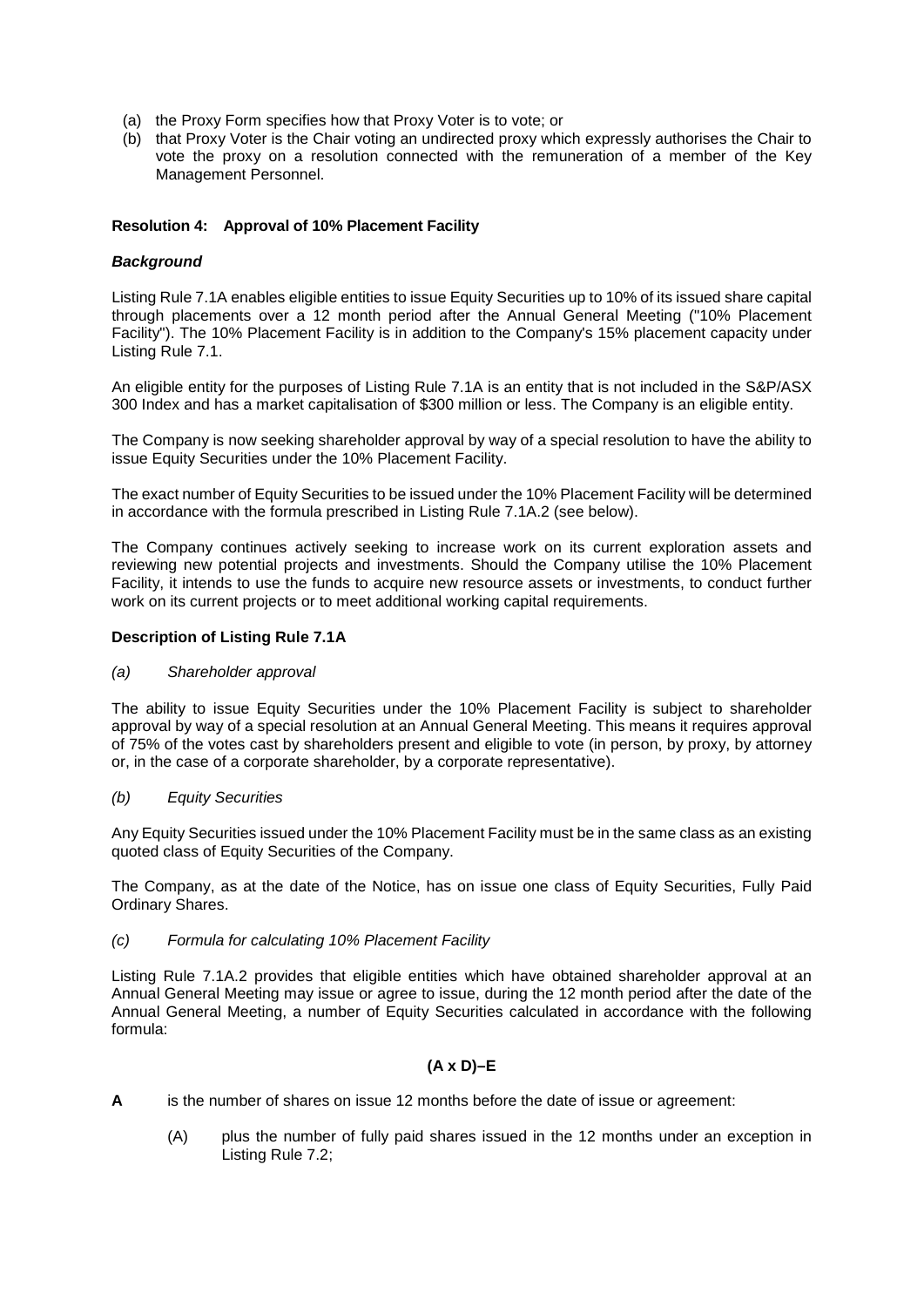(a) the Proxy Form specifies how that Proxy Voter is to vote; or

(b) that Proxy Voter is the Chair voting an undirected proxy which expressly authorises the Chair to vote the proxy on a resolution connected with the remuneration of a member of the Key Management Personnel.

**Resolution 4: Approval of 10% Placement Facility**

***Background***

Listing Rule 7.1A enables eligible entities to issue Equity Securities up to 10% of its issued share capital through placements over a 12 month period after the Annual General Meeting ("10% Placement Facility"). The 10% Placement Facility is in addition to the Company's 15% placement capacity under Listing Rule 7.1.

An eligible entity for the purposes of Listing Rule 7.1A is an entity that is not included in the S&P/ASX 300 Index and has a market capitalisation of $300 million or less. The Company is an eligible entity.

The Company is now seeking shareholder approval by way of a special resolution to have the ability to issue Equity Securities under the 10% Placement Facility.

The exact number of Equity Securities to be issued under the 10% Placement Facility will be determined in accordance with the formula prescribed in Listing Rule 7.1A.2 (see below).

The Company continues actively seeking to increase work on its current exploration assets and reviewing new potential projects and investments. Should the Company utilise the 10% Placement Facility, it intends to use the funds to acquire new resource assets or investments, to conduct further work on its current projects or to meet additional working capital requirements.

**Description of Listing Rule 7.1A**

*(a) Shareholder approval*

The ability to issue Equity Securities under the 10% Placement Facility is subject to shareholder approval by way of a special resolution at an Annual General Meeting. This means it requires approval of 75% of the votes cast by shareholders present and eligible to vote (in person, by proxy, by attorney or, in the case of a corporate shareholder, by a corporate representative).

*(b) Equity Securities*

Any Equity Securities issued under the 10% Placement Facility must be in the same class as an existing quoted class of Equity Securities of the Company.

The Company, as at the date of the Notice, has on issue one class of Equity Securities, Fully Paid Ordinary Shares.

*(c) Formula for calculating 10% Placement Facility*

Listing Rule 7.1A.2 provides that eligible entities which have obtained shareholder approval at an Annual General Meeting may issue or agree to issue, during the 12 month period after the date of the Annual General Meeting, a number of Equity Securities calculated in accordance with the following formula:

$$(A \times D) - E$$

**A** is the number of shares on issue 12 months before the date of issue or agreement:

(A) plus the number of fully paid shares issued in the 12 months under an exception in Listing Rule 7.2;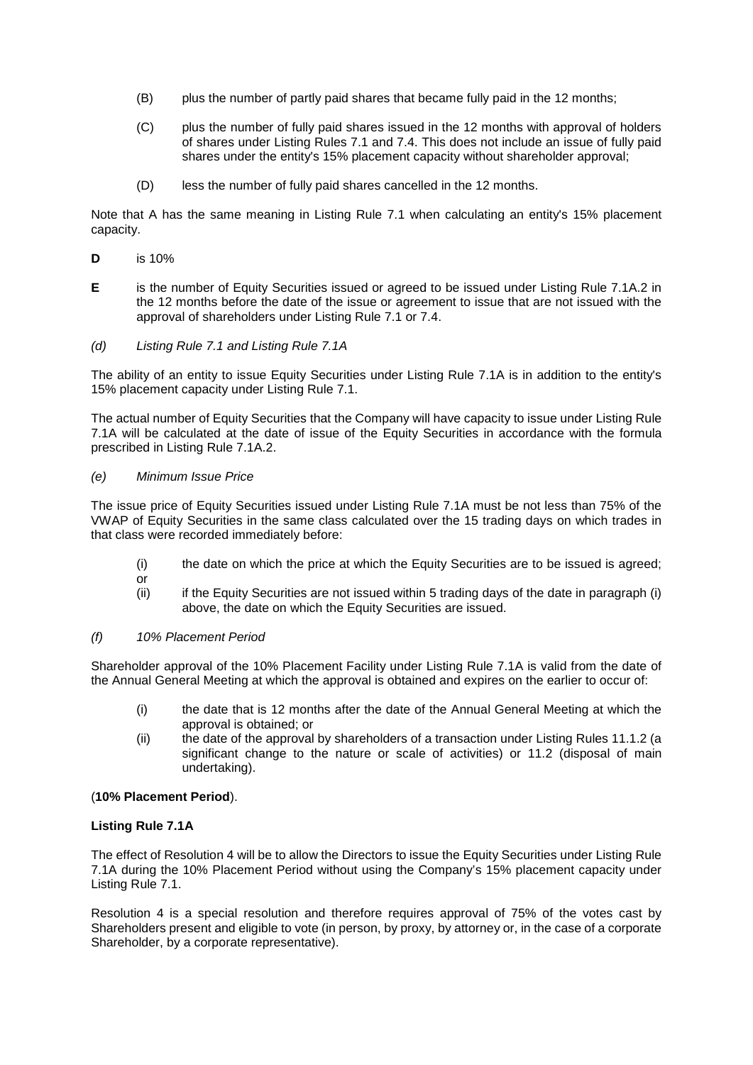(B) plus the number of partly paid shares that became fully paid in the 12 months;

(C) plus the number of fully paid shares issued in the 12 months with approval of holders of shares under Listing Rules 7.1 and 7.4. This does not include an issue of fully paid shares under the entity's 15% placement capacity without shareholder approval;

(D) less the number of fully paid shares cancelled in the 12 months.

Note that A has the same meaning in Listing Rule 7.1 when calculating an entity's 15% placement capacity.

**D** is 10%

**E** is the number of Equity Securities issued or agreed to be issued under Listing Rule 7.1A.2 in the 12 months before the date of the issue or agreement to issue that are not issued with the approval of shareholders under Listing Rule 7.1 or 7.4.

*(d) Listing Rule 7.1 and Listing Rule 7.1A*

The ability of an entity to issue Equity Securities under Listing Rule 7.1A is in addition to the entity's 15% placement capacity under Listing Rule 7.1.

The actual number of Equity Securities that the Company will have capacity to issue under Listing Rule 7.1A will be calculated at the date of issue of the Equity Securities in accordance with the formula prescribed in Listing Rule 7.1A.2.

*(e) Minimum Issue Price*

The issue price of Equity Securities issued under Listing Rule 7.1A must be not less than 75% of the VWAP of Equity Securities in the same class calculated over the 15 trading days on which trades in that class were recorded immediately before:

(i) the date on which the price at which the Equity Securities are to be issued is agreed; or

(ii) if the Equity Securities are not issued within 5 trading days of the date in paragraph (i) above, the date on which the Equity Securities are issued.

*(f) 10% Placement Period*

Shareholder approval of the 10% Placement Facility under Listing Rule 7.1A is valid from the date of the Annual General Meeting at which the approval is obtained and expires on the earlier to occur of:

(i) the date that is 12 months after the date of the Annual General Meeting at which the approval is obtained; or

(ii) the date of the approval by shareholders of a transaction under Listing Rules 11.1.2 (a significant change to the nature or scale of activities) or 11.2 (disposal of main undertaking).

(**10% Placement Period**).

**Listing Rule 7.1A**

The effect of Resolution 4 will be to allow the Directors to issue the Equity Securities under Listing Rule 7.1A during the 10% Placement Period without using the Company's 15% placement capacity under Listing Rule 7.1.

Resolution 4 is a special resolution and therefore requires approval of 75% of the votes cast by Shareholders present and eligible to vote (in person, by proxy, by attorney or, in the case of a corporate Shareholder, by a corporate representative).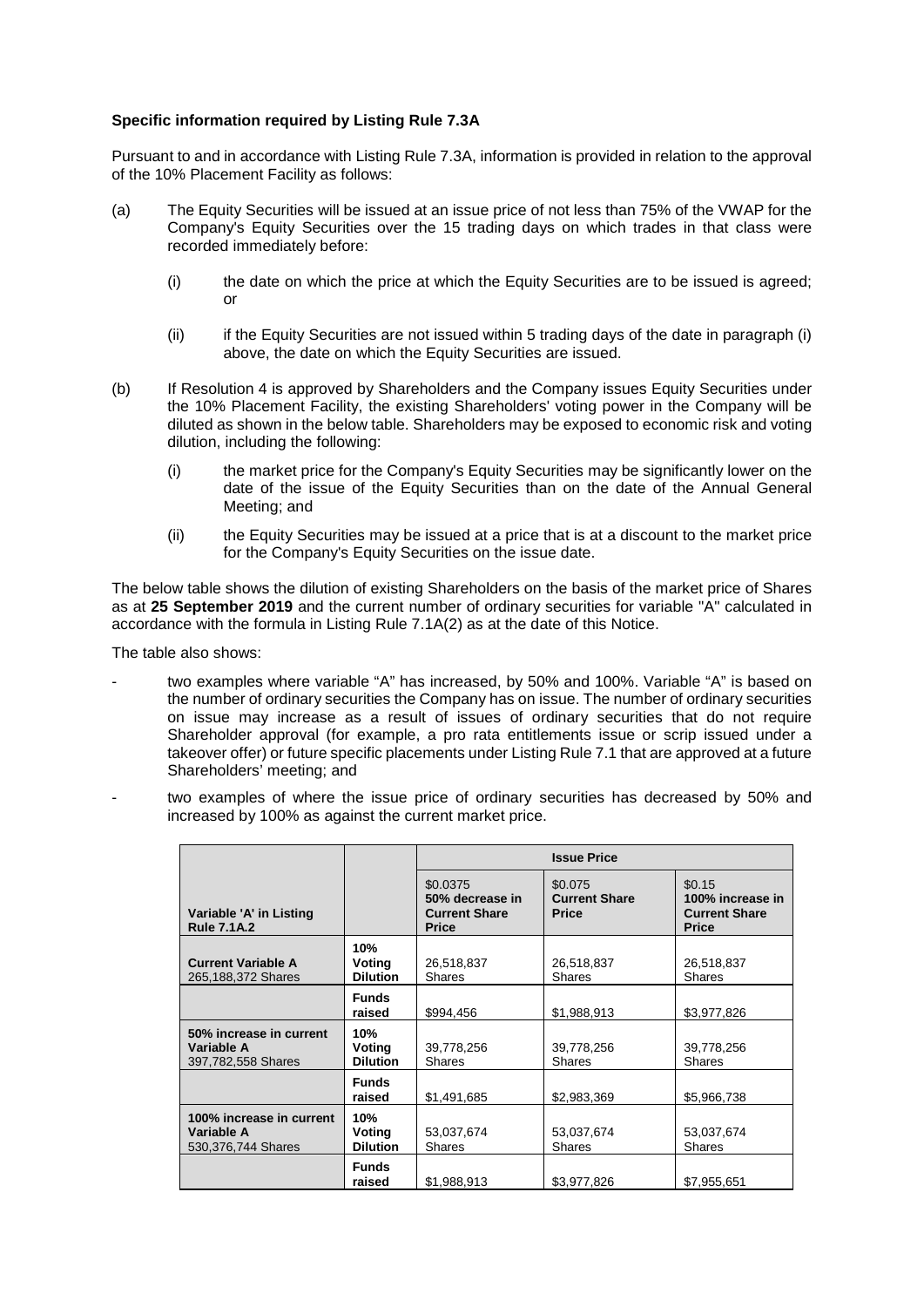**Specific information required by Listing Rule 7.3A**

Pursuant to and in accordance with Listing Rule 7.3A, information is provided in relation to the approval of the 10% Placement Facility as follows:

(a) The Equity Securities will be issued at an issue price of not less than 75% of the VWAP for the Company's Equity Securities over the 15 trading days on which trades in that class were recorded immediately before:

  (i) the date on which the price at which the Equity Securities are to be issued is agreed; or

  (ii) if the Equity Securities are not issued within 5 trading days of the date in paragraph (i) above, the date on which the Equity Securities are issued.

(b) If Resolution 4 is approved by Shareholders and the Company issues Equity Securities under the 10% Placement Facility, the existing Shareholders' voting power in the Company will be diluted as shown in the below table. Shareholders may be exposed to economic risk and voting dilution, including the following:

  (i) the market price for the Company's Equity Securities may be significantly lower on the date of the issue of the Equity Securities than on the date of the Annual General Meeting; and

  (ii) the Equity Securities may be issued at a price that is at a discount to the market price for the Company's Equity Securities on the issue date.

The below table shows the dilution of existing Shareholders on the basis of the market price of Shares as at **25 September 2019** and the current number of ordinary securities for variable "A" calculated in accordance with the formula in Listing Rule 7.1A(2) as at the date of this Notice.

The table also shows:

- two examples where variable "A" has increased, by 50% and 100%. Variable "A" is based on the number of ordinary securities the Company has on issue. The number of ordinary securities on issue may increase as a result of issues of ordinary securities that do not require Shareholder approval (for example, a pro rata entitlements issue or scrip issued under a takeover offer) or future specific placements under Listing Rule 7.1 that are approved at a future Shareholders' meeting; and

- two examples of where the issue price of ordinary securities has decreased by 50% and increased by 100% as against the current market price.

| Variable 'A' in Listing Rule 7.1A.2 | | Issue Price | | |
|---|---|---|---|---|
| | | $0.0375 **50% decrease in Current Share Price** | $0.075 **Current Share Price** | $0.15 **100% increase in Current Share Price** |
| **Current Variable A** 265,188,372 Shares | **10% Voting Dilution** | 26,518,837 Shares | 26,518,837 Shares | 26,518,837 Shares |
| | **Funds raised** | $994,456 | $1,988,913 | $3,977,826 |
| **50% increase in current Variable A** 397,782,558 Shares | **10% Voting Dilution** | 39,778,256 Shares | 39,778,256 Shares | 39,778,256 Shares |
| | **Funds raised** | $1,491,685 | $2,983,369 | $5,966,738 |
| **100% increase in current Variable A** 530,376,744 Shares | **10% Voting Dilution** | 53,037,674 Shares | 53,037,674 Shares | 53,037,674 Shares |
| | **Funds raised** | $1,988,913 | $3,977,826 | $7,955,651 |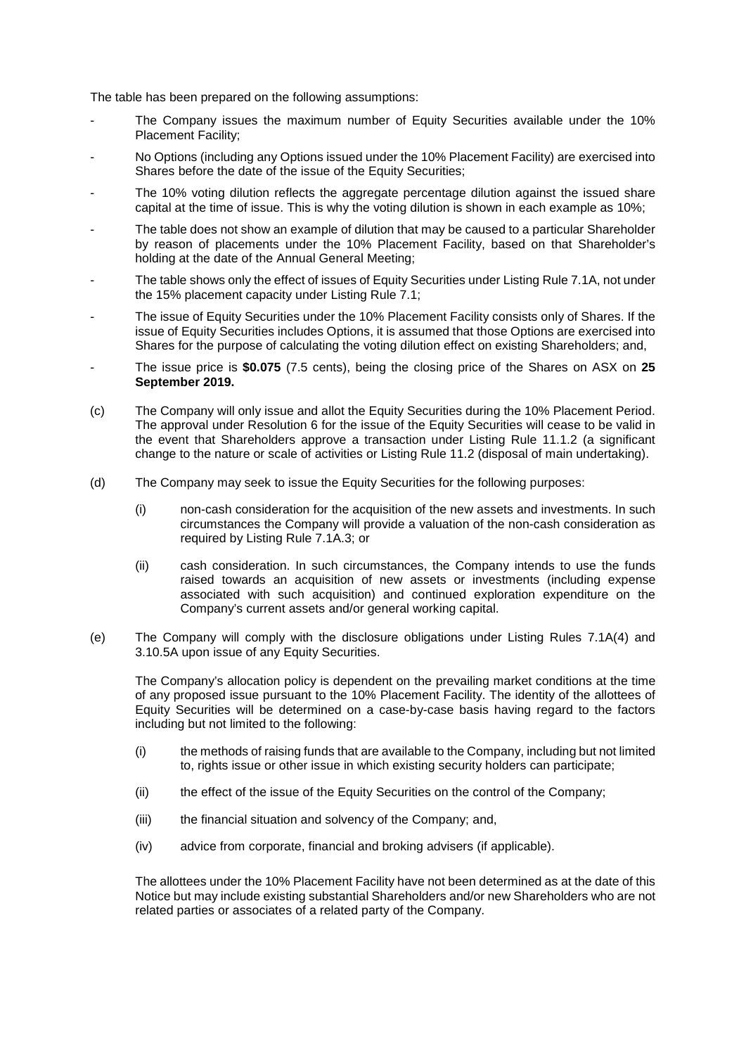The table has been prepared on the following assumptions:

- The Company issues the maximum number of Equity Securities available under the 10% Placement Facility;
- No Options (including any Options issued under the 10% Placement Facility) are exercised into Shares before the date of the issue of the Equity Securities;
- The 10% voting dilution reflects the aggregate percentage dilution against the issued share capital at the time of issue. This is why the voting dilution is shown in each example as 10%;
- The table does not show an example of dilution that may be caused to a particular Shareholder by reason of placements under the 10% Placement Facility, based on that Shareholder's holding at the date of the Annual General Meeting;
- The table shows only the effect of issues of Equity Securities under Listing Rule 7.1A, not under the 15% placement capacity under Listing Rule 7.1;
- The issue of Equity Securities under the 10% Placement Facility consists only of Shares. If the issue of Equity Securities includes Options, it is assumed that those Options are exercised into Shares for the purpose of calculating the voting dilution effect on existing Shareholders; and,
- The issue price is **$0.075** (7.5 cents), being the closing price of the Shares on ASX on **25 September 2019.**

(c) The Company will only issue and allot the Equity Securities during the 10% Placement Period. The approval under Resolution 6 for the issue of the Equity Securities will cease to be valid in the event that Shareholders approve a transaction under Listing Rule 11.1.2 (a significant change to the nature or scale of activities or Listing Rule 11.2 (disposal of main undertaking).

(d) The Company may seek to issue the Equity Securities for the following purposes:

 (i) non-cash consideration for the acquisition of the new assets and investments. In such circumstances the Company will provide a valuation of the non-cash consideration as required by Listing Rule 7.1A.3; or

 (ii) cash consideration. In such circumstances, the Company intends to use the funds raised towards an acquisition of new assets or investments (including expense associated with such acquisition) and continued exploration expenditure on the Company's current assets and/or general working capital.

(e) The Company will comply with the disclosure obligations under Listing Rules 7.1A(4) and 3.10.5A upon issue of any Equity Securities.

 The Company's allocation policy is dependent on the prevailing market conditions at the time of any proposed issue pursuant to the 10% Placement Facility. The identity of the allottees of Equity Securities will be determined on a case-by-case basis having regard to the factors including but not limited to the following:

 (i) the methods of raising funds that are available to the Company, including but not limited to, rights issue or other issue in which existing security holders can participate;

 (ii) the effect of the issue of the Equity Securities on the control of the Company;

 (iii) the financial situation and solvency of the Company; and,

 (iv) advice from corporate, financial and broking advisers (if applicable).

 The allottees under the 10% Placement Facility have not been determined as at the date of this Notice but may include existing substantial Shareholders and/or new Shareholders who are not related parties or associates of a related party of the Company.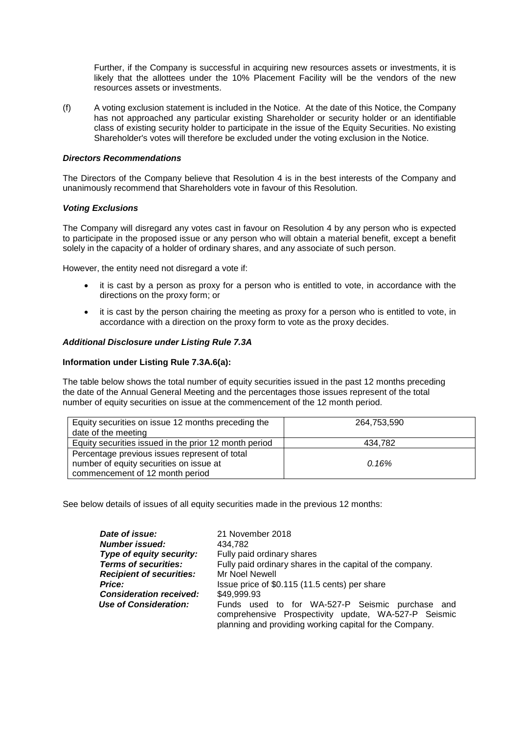Further, if the Company is successful in acquiring new resources assets or investments, it is likely that the allottees under the 10% Placement Facility will be the vendors of the new resources assets or investments.

(f) A voting exclusion statement is included in the Notice. At the date of this Notice, the Company has not approached any particular existing Shareholder or security holder or an identifiable class of existing security holder to participate in the issue of the Equity Securities. No existing Shareholder's votes will therefore be excluded under the voting exclusion in the Notice.

***Directors Recommendations***

The Directors of the Company believe that Resolution 4 is in the best interests of the Company and unanimously recommend that Shareholders vote in favour of this Resolution.

***Voting Exclusions***

The Company will disregard any votes cast in favour on Resolution 4 by any person who is expected to participate in the proposed issue or any person who will obtain a material benefit, except a benefit solely in the capacity of a holder of ordinary shares, and any associate of such person.

However, the entity need not disregard a vote if:

- it is cast by a person as proxy for a person who is entitled to vote, in accordance with the directions on the proxy form; or
- it is cast by the person chairing the meeting as proxy for a person who is entitled to vote, in accordance with a direction on the proxy form to vote as the proxy decides.

***Additional Disclosure under Listing Rule 7.3A***

**Information under Listing Rule 7.3A.6(a):**

The table below shows the total number of equity securities issued in the past 12 months preceding the date of the Annual General Meeting and the percentages those issues represent of the total number of equity securities on issue at the commencement of the 12 month period.

| | |
|---|---|
| Equity securities on issue 12 months preceding the date of the meeting | 264,753,590 |
| Equity securities issued in the prior 12 month period | 434,782 |
| Percentage previous issues represent of total number of equity securities on issue at commencement of 12 month period | *0.16%* |

See below details of issues of all equity securities made in the previous 12 months:

| | |
|---|---|
| ***Date of issue:*** | 21 November 2018 |
| ***Number issued:*** | 434,782 |
| ***Type of equity security:*** | Fully paid ordinary shares |
| ***Terms of securities:*** | Fully paid ordinary shares in the capital of the company. |
| ***Recipient of securities:*** | Mr Noel Newell |
| ***Price:*** | Issue price of $0.115 (11.5 cents) per share |
| ***Consideration received:*** | $49,999.93 |
| ***Use of Consideration:*** | Funds used to for WA-527-P Seismic purchase and comprehensive Prospectivity update, WA-527-P Seismic planning and providing working capital for the Company. |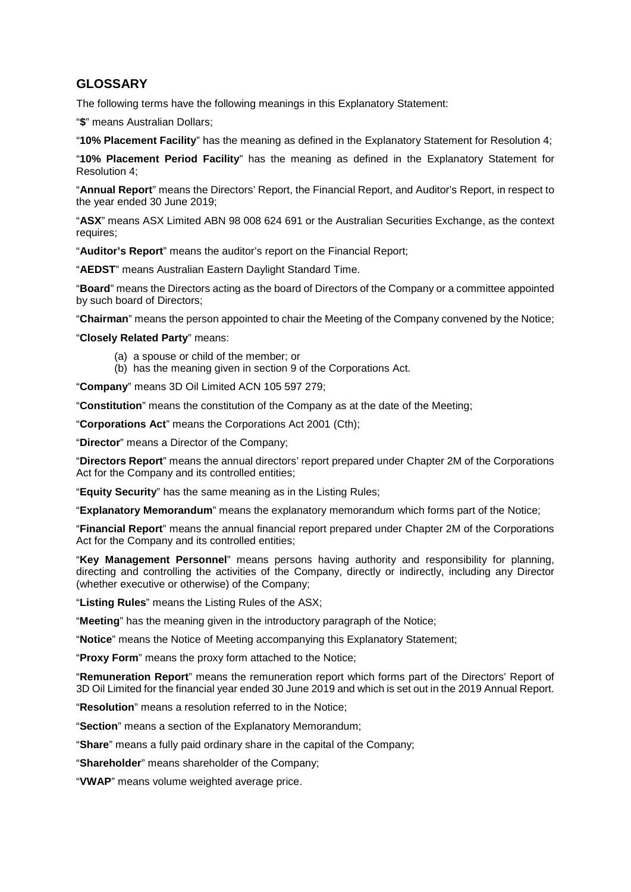## GLOSSARY

The following terms have the following meanings in this Explanatory Statement:

"**$**" means Australian Dollars;

"**10% Placement Facility**" has the meaning as defined in the Explanatory Statement for Resolution 4;

"**10% Placement Period Facility**" has the meaning as defined in the Explanatory Statement for Resolution 4;

"**Annual Report**" means the Directors' Report, the Financial Report, and Auditor's Report, in respect to the year ended 30 June 2019;

"**ASX**" means ASX Limited ABN 98 008 624 691 or the Australian Securities Exchange, as the context requires;

"**Auditor's Report**" means the auditor's report on the Financial Report;

"**AEDST**" means Australian Eastern Daylight Standard Time.

"**Board**" means the Directors acting as the board of Directors of the Company or a committee appointed by such board of Directors;

"**Chairman**" means the person appointed to chair the Meeting of the Company convened by the Notice;

"**Closely Related Party**" means:

(a) a spouse or child of the member; or
(b) has the meaning given in section 9 of the Corporations Act.

"**Company**" means 3D Oil Limited ACN 105 597 279;

"**Constitution**" means the constitution of the Company as at the date of the Meeting;

"**Corporations Act**" means the Corporations Act 2001 (Cth);

"**Director**" means a Director of the Company;

"**Directors Report**" means the annual directors' report prepared under Chapter 2M of the Corporations Act for the Company and its controlled entities;

"**Equity Security**" has the same meaning as in the Listing Rules;

"**Explanatory Memorandum**" means the explanatory memorandum which forms part of the Notice;

"**Financial Report**" means the annual financial report prepared under Chapter 2M of the Corporations Act for the Company and its controlled entities;

"**Key Management Personnel**" means persons having authority and responsibility for planning, directing and controlling the activities of the Company, directly or indirectly, including any Director (whether executive or otherwise) of the Company;

"**Listing Rules**" means the Listing Rules of the ASX;

"**Meeting**" has the meaning given in the introductory paragraph of the Notice;

"**Notice**" means the Notice of Meeting accompanying this Explanatory Statement;

"**Proxy Form**" means the proxy form attached to the Notice;

"**Remuneration Report**" means the remuneration report which forms part of the Directors' Report of 3D Oil Limited for the financial year ended 30 June 2019 and which is set out in the 2019 Annual Report.

"**Resolution**" means a resolution referred to in the Notice;

"**Section**" means a section of the Explanatory Memorandum;

"**Share**" means a fully paid ordinary share in the capital of the Company;

"**Shareholder**" means shareholder of the Company;

"**VWAP**" means volume weighted average price.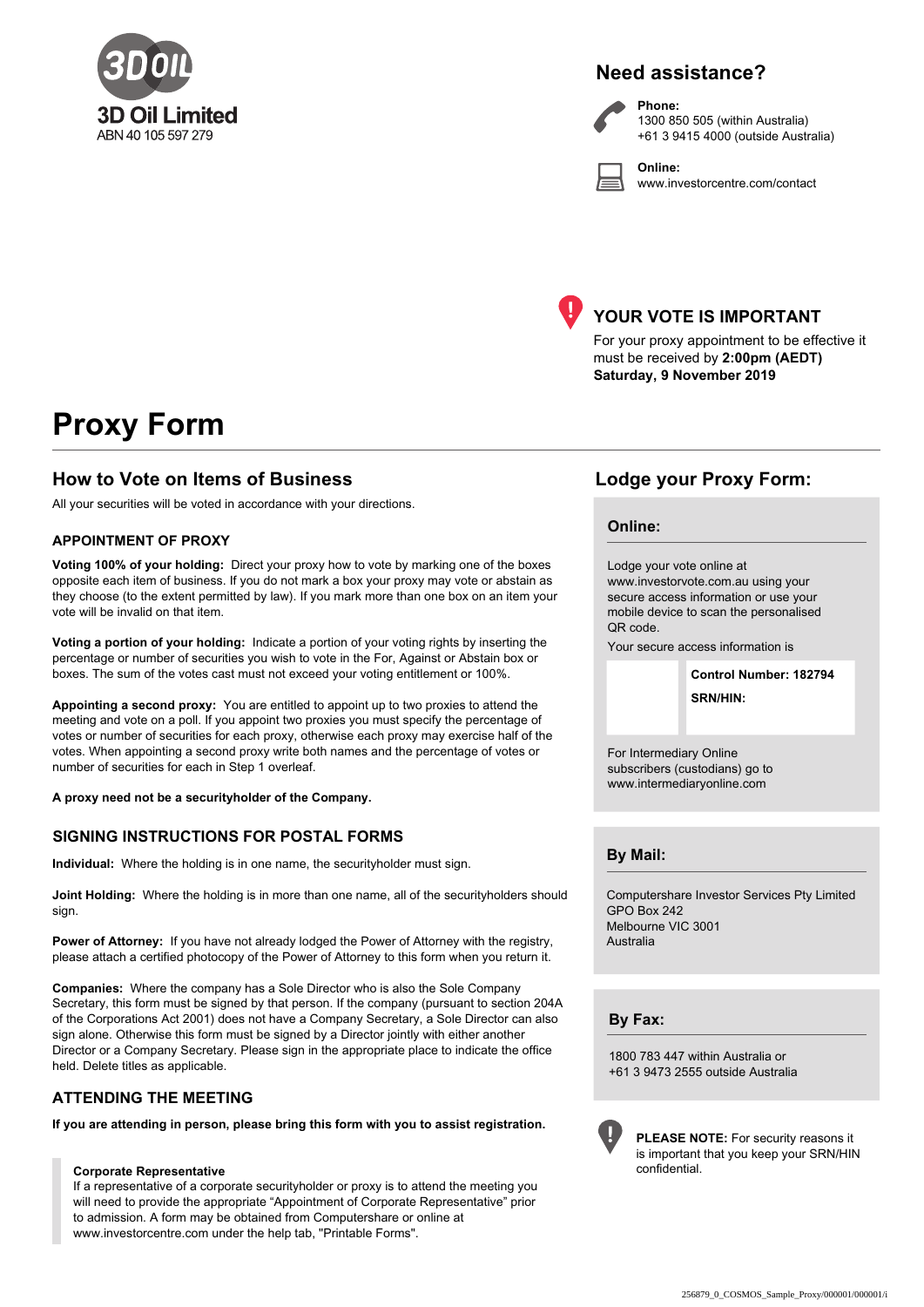**3D Oil Limited**
ABN 40 105 597 279

## Need assistance?

**Phone:**
1300 850 505 (within Australia)
+61 3 9415 4000 (outside Australia)

**Online:**
www.investorcentre.com/contact

## YOUR VOTE IS IMPORTANT

For your proxy appointment to be effective it must be received by **2:00pm (AEDT) Saturday, 9 November 2019**

# Proxy Form

## How to Vote on Items of Business

All your securities will be voted in accordance with your directions.

### APPOINTMENT OF PROXY

**Voting 100% of your holding:** Direct your proxy how to vote by marking one of the boxes opposite each item of business. If you do not mark a box your proxy may vote or abstain as they choose (to the extent permitted by law). If you mark more than one box on an item your vote will be invalid on that item.

**Voting a portion of your holding:** Indicate a portion of your voting rights by inserting the percentage or number of securities you wish to vote in the For, Against or Abstain box or boxes. The sum of the votes cast must not exceed your voting entitlement or 100%.

**Appointing a second proxy:** You are entitled to appoint up to two proxies to attend the meeting and vote on a poll. If you appoint two proxies you must specify the percentage of votes or number of securities for each proxy, otherwise each proxy may exercise half of the votes. When appointing a second proxy write both names and the percentage of votes or number of securities for each in Step 1 overleaf.

**A proxy need not be a securityholder of the Company.**

### SIGNING INSTRUCTIONS FOR POSTAL FORMS

**Individual:** Where the holding is in one name, the securityholder must sign.

**Joint Holding:** Where the holding is in more than one name, all of the securityholders should sign.

**Power of Attorney:** If you have not already lodged the Power of Attorney with the registry, please attach a certified photocopy of the Power of Attorney to this form when you return it.

**Companies:** Where the company has a Sole Director who is also the Sole Company Secretary, this form must be signed by that person. If the company (pursuant to section 204A of the Corporations Act 2001) does not have a Company Secretary, a Sole Director can also sign alone. Otherwise this form must be signed by a Director jointly with either another Director or a Company Secretary. Please sign in the appropriate place to indicate the office held. Delete titles as applicable.

### ATTENDING THE MEETING

**If you are attending in person, please bring this form with you to assist registration.**

**Corporate Representative**
If a representative of a corporate securityholder or proxy is to attend the meeting you will need to provide the appropriate "Appointment of Corporate Representative" prior to admission. A form may be obtained from Computershare or online at www.investorcentre.com under the help tab, "Printable Forms".

## Lodge your Proxy Form:

### Online:

Lodge your vote online at www.investorvote.com.au using your secure access information or use your mobile device to scan the personalised QR code.

Your secure access information is

**Control Number: 182794**

**SRN/HIN:**

For Intermediary Online subscribers (custodians) go to www.intermediaryonline.com

### By Mail:

Computershare Investor Services Pty Limited
GPO Box 242
Melbourne VIC 3001
Australia

### By Fax:

1800 783 447 within Australia or
+61 3 9473 2555 outside Australia

**PLEASE NOTE:** For security reasons it is important that you keep your SRN/HIN confidential.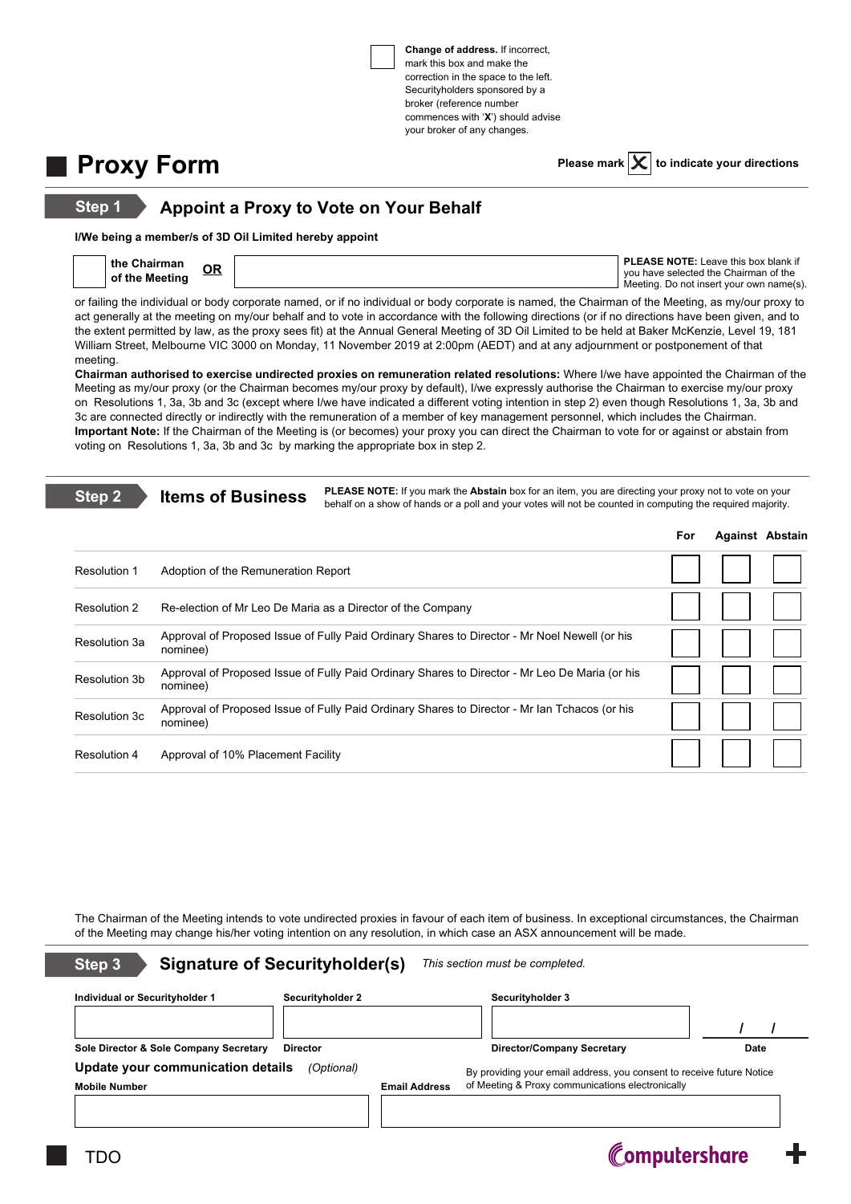**Change of address.** If incorrect, mark this box and make the correction in the space to the left. Securityholders sponsored by a broker (reference number commences with '**X**') should advise your broker of any changes.

# Proxy Form

**Please mark ☒ to indicate your directions**

## Step 1 Appoint a Proxy to Vote on Your Behalf

**I/We being a member/s of 3D Oil Limited hereby appoint**

☐ **the Chairman of the Meeting** **OR** ______________________

**PLEASE NOTE:** Leave this box blank if you have selected the Chairman of the Meeting. Do not insert your own name(s).

or failing the individual or body corporate named, or if no individual or body corporate is named, the Chairman of the Meeting, as my/our proxy to act generally at the meeting on my/our behalf and to vote in accordance with the following directions (or if no directions have been given, and to the extent permitted by law, as the proxy sees fit) at the Annual General Meeting of 3D Oil Limited to be held at Baker McKenzie, Level 19, 181 William Street, Melbourne VIC 3000 on Monday, 11 November 2019 at 2:00pm (AEDT) and at any adjournment or postponement of that meeting.

**Chairman authorised to exercise undirected proxies on remuneration related resolutions:** Where I/we have appointed the Chairman of the Meeting as my/our proxy (or the Chairman becomes my/our proxy by default), I/we expressly authorise the Chairman to exercise my/our proxy on Resolutions 1, 3a, 3b and 3c (except where I/we have indicated a different voting intention in step 2) even though Resolutions 1, 3a, 3b and 3c are connected directly or indirectly with the remuneration of a member of key management personnel, which includes the Chairman.

**Important Note:** If the Chairman of the Meeting is (or becomes) your proxy you can direct the Chairman to vote for or against or abstain from voting on Resolutions 1, 3a, 3b and 3c by marking the appropriate box in step 2.

## Step 2 Items of Business

**PLEASE NOTE:** If you mark the **Abstain** box for an item, you are directing your proxy not to vote on your behalf on a show of hands or a poll and your votes will not be counted in computing the required majority.

| | | For | Against | Abstain |
|---|---|---|---|---|
| Resolution 1 | Adoption of the Remuneration Report | ☐ | ☐ | ☐ |
| Resolution 2 | Re-election of Mr Leo De Maria as a Director of the Company | ☐ | ☐ | ☐ |
| Resolution 3a | Approval of Proposed Issue of Fully Paid Ordinary Shares to Director - Mr Noel Newell (or his nominee) | ☐ | ☐ | ☐ |
| Resolution 3b | Approval of Proposed Issue of Fully Paid Ordinary Shares to Director - Mr Leo De Maria (or his nominee) | ☐ | ☐ | ☐ |
| Resolution 3c | Approval of Proposed Issue of Fully Paid Ordinary Shares to Director - Mr Ian Tchacos (or his nominee) | ☐ | ☐ | ☐ |
| Resolution 4 | Approval of 10% Placement Facility | ☐ | ☐ | ☐ |

The Chairman of the Meeting intends to vote undirected proxies in favour of each item of business. In exceptional circumstances, the Chairman of the Meeting may change his/her voting intention on any resolution, in which case an ASX announcement will be made.

## Step 3 Signature of Securityholder(s)

*This section must be completed.*

| Individual or Securityholder 1 | Securityholder 2 | Securityholder 3 | |
|---|---|---|---|
| | | | / / |
| Sole Director & Sole Company Secretary | Director | Director/Company Secretary | Date |

**Update your communication details** *(Optional)*

By providing your email address, you consent to receive future Notice of Meeting & Proxy communications electronically

| Mobile Number | Email Address |
|---|---|
| | |

TDO

Computershare